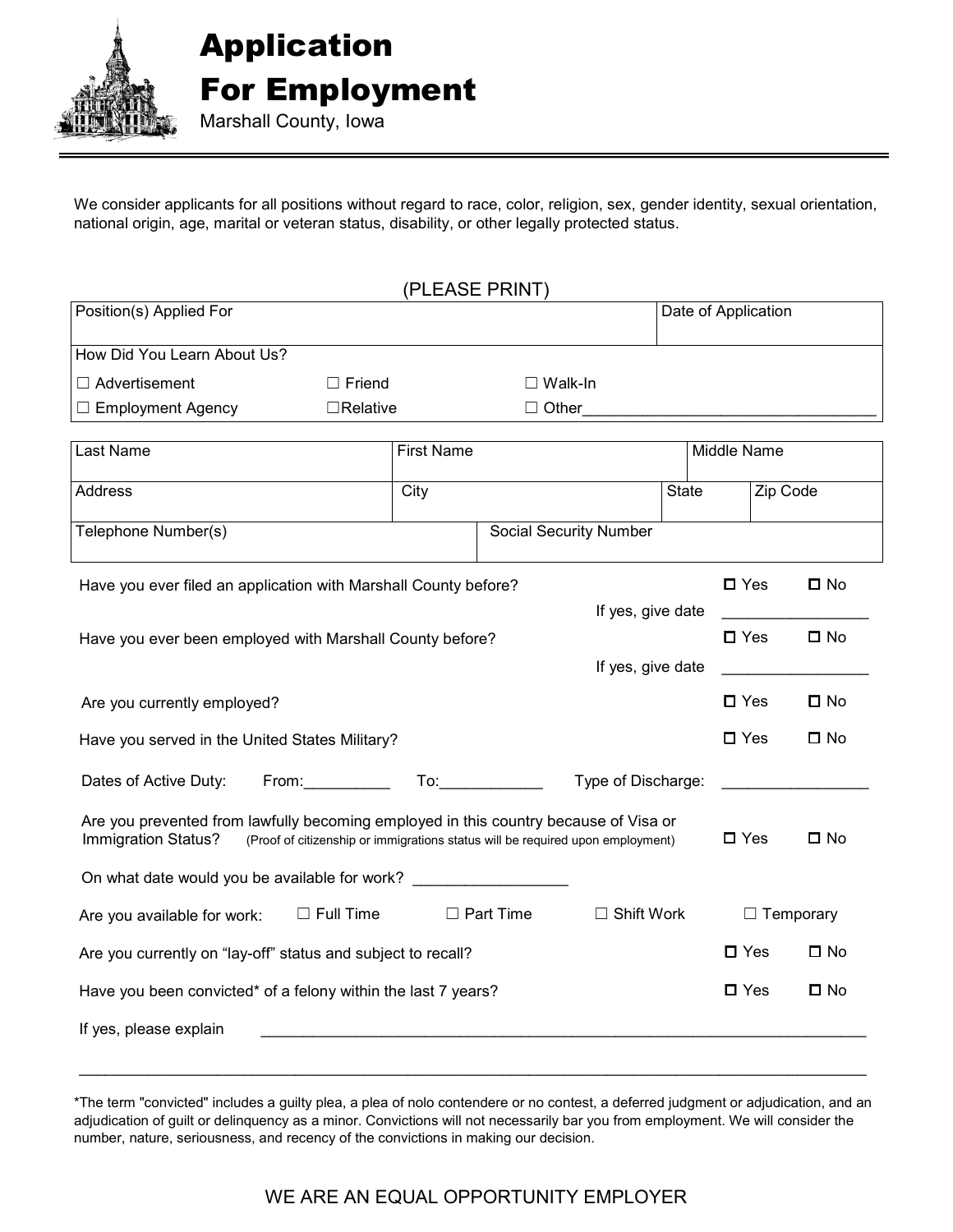# Application For Employment

Marshall County, Iowa

We consider applicants for all positions without regard to race, color, religion, sex, gender identity, sexual orientation, national origin, age, marital or veteran status, disability, or other legally protected status.

(PLEASE PRINT)

| Position(s) Applied For | Date of Application |
| --- | --- |
| | |

How Did You Learn About Us?

☐ Advertisement ☐ Friend ☐ Walk-In

☐ Employment Agency ☐ Relative ☐ Other___________________________________

| Last Name | First Name | | Middle Name |
| --- | --- | --- | --- |
| **Address** | **City** | **State** | **Zip Code** |
| **Telephone Number(s)** | **Social Security Number** | | |

Have you ever filed an application with Marshall County before? ☐ Yes ☐ No

If yes, give date _________________

Have you ever been employed with Marshall County before? ☐ Yes ☐ No

If yes, give date _________________

Are you currently employed? ☐ Yes ☐ No

Have you served in the United States Military? ☐ Yes ☐ No

Dates of Active Duty: From:__________ To:____________ Type of Discharge: _________________

Are you prevented from lawfully becoming employed in this country because of Visa or Immigration Status? (Proof of citizenship or immigrations status will be required upon employment) ☐ Yes ☐ No

On what date would you be available for work? __________________

Are you available for work: ☐ Full Time ☐ Part Time ☐ Shift Work ☐ Temporary

Are you currently on "lay-off" status and subject to recall? ☐ Yes ☐ No

Have you been convicted* of a felony within the last 7 years? ☐ Yes ☐ No

If yes, please explain ___________________________________________________________________________

_____________________________________________________________________________________________

*The term "convicted" includes a guilty plea, a plea of nolo contendere or no contest, a deferred judgment or adjudication, and an adjudication of guilt or delinquency as a minor. Convictions will not necessarily bar you from employment. We will consider the number, nature, seriousness, and recency of the convictions in making our decision.

WE ARE AN EQUAL OPPORTUNITY EMPLOYER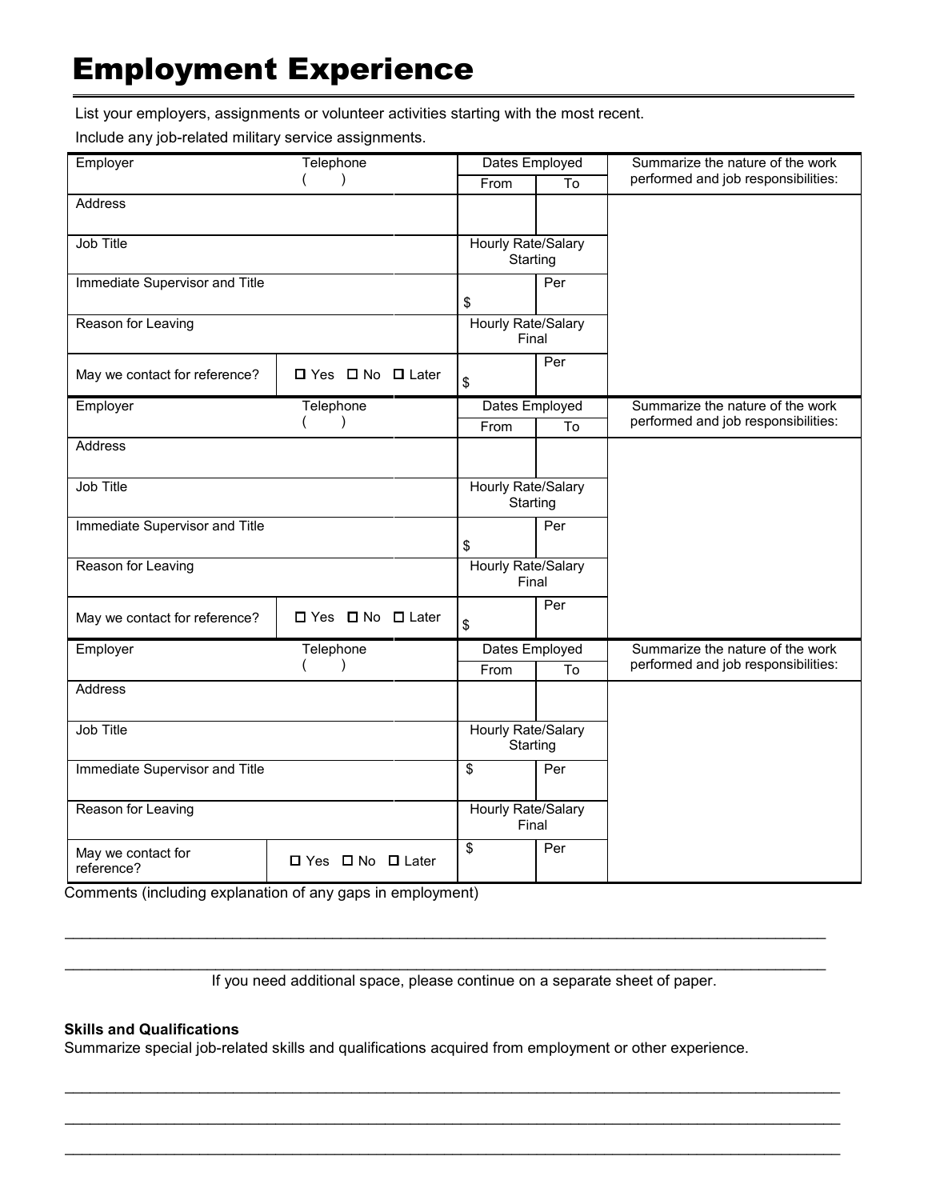# Employment Experience

List your employers, assignments or volunteer activities starting with the most recent.

Include any job-related military service assignments.

| Employer | Telephone ( ) | Dates Employed | | Summarize the nature of the work performed and job responsibilities: |
|---|---|---|---|---|
| | | From | To | |
| Address | | | | |
| Job Title | | Hourly Rate/Salary Starting | | |
| Immediate Supervisor and Title | | $ | Per | |
| Reason for Leaving | | Hourly Rate/Salary Final | | |
| May we contact for reference? | ☐ Yes ☐ No ☐ Later | $ | Per | |

| Employer | Telephone ( ) | Dates Employed | | Summarize the nature of the work performed and job responsibilities: |
|---|---|---|---|---|
| | | From | To | |
| Address | | | | |
| Job Title | | Hourly Rate/Salary Starting | | |
| Immediate Supervisor and Title | | $ | Per | |
| Reason for Leaving | | Hourly Rate/Salary Final | | |
| May we contact for reference? | ☐ Yes ☐ No ☐ Later | $ | Per | |

| Employer | Telephone ( ) | Dates Employed | | Summarize the nature of the work performed and job responsibilities: |
|---|---|---|---|---|
| | | From | To | |
| Address | | | | |
| Job Title | | Hourly Rate/Salary Starting | | |
| Immediate Supervisor and Title | | $ | Per | |
| Reason for Leaving | | Hourly Rate/Salary Final | | |
| May we contact for reference? | ☐ Yes ☐ No ☐ Later | $ | Per | |

Comments (including explanation of any gaps in employment)

_______________________________________________________________________________________

_______________________________________________________________________________________

If you need additional space, please continue on a separate sheet of paper.

**Skills and Qualifications**

Summarize special job-related skills and qualifications acquired from employment or other experience.

_______________________________________________________________________________________

_______________________________________________________________________________________

_______________________________________________________________________________________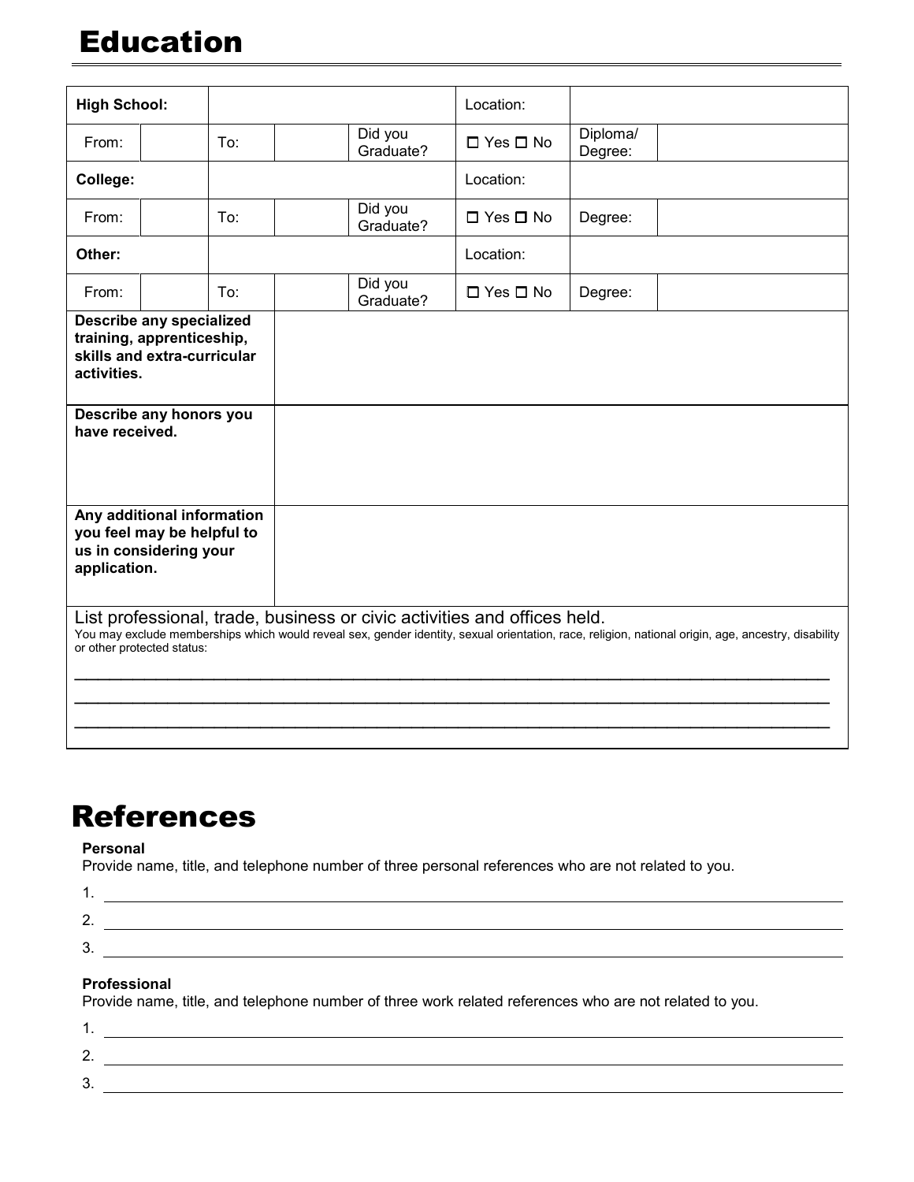# Education

| High School: | | | | | Location: | | |
|---|---|---|---|---|---|---|---|
| From: | | To: | | Did you Graduate? | ☐ Yes ☐ No | Diploma/ Degree: | |
| **College:** | | | | | Location: | | |
| From: | | To: | | Did you Graduate? | ☐ Yes ☐ No | Degree: | |
| **Other:** | | | | | Location: | | |
| From: | | To: | | Did you Graduate? | ☐ Yes ☐ No | Degree: | |

| **Describe any specialized training, apprenticeship, skills and extra-curricular activities.** | |
|---|---|
| **Describe any honors you have received.** | |
| **Any additional information you feel may be helpful to us in considering your application.** | |

List professional, trade, business or civic activities and offices held.

You may exclude memberships which would reveal sex, gender identity, sexual orientation, race, religion, national origin, age, ancestry, disability or other protected status:

\_\_\_\_\_\_\_\_\_\_\_\_\_\_\_\_\_\_\_\_\_\_\_\_\_\_\_\_\_\_\_\_\_\_\_\_\_\_\_\_\_\_\_\_\_\_\_\_\_\_\_\_\_\_\_\_\_\_\_\_\_\_\_\_\_\_\_\_\_\_\_\_

\_\_\_\_\_\_\_\_\_\_\_\_\_\_\_\_\_\_\_\_\_\_\_\_\_\_\_\_\_\_\_\_\_\_\_\_\_\_\_\_\_\_\_\_\_\_\_\_\_\_\_\_\_\_\_\_\_\_\_\_\_\_\_\_\_\_\_\_\_\_\_\_

\_\_\_\_\_\_\_\_\_\_\_\_\_\_\_\_\_\_\_\_\_\_\_\_\_\_\_\_\_\_\_\_\_\_\_\_\_\_\_\_\_\_\_\_\_\_\_\_\_\_\_\_\_\_\_\_\_\_\_\_\_\_\_\_\_\_\_\_\_\_\_\_

# References

**Personal**

Provide name, title, and telephone number of three personal references who are not related to you.

1. \_\_\_\_\_\_\_\_\_\_\_\_\_\_\_\_\_\_\_\_\_\_\_\_\_\_\_\_\_\_\_\_\_\_\_\_\_\_\_\_\_\_\_\_\_\_\_\_\_\_\_\_\_\_\_\_\_\_\_\_\_\_\_\_\_\_
2. \_\_\_\_\_\_\_\_\_\_\_\_\_\_\_\_\_\_\_\_\_\_\_\_\_\_\_\_\_\_\_\_\_\_\_\_\_\_\_\_\_\_\_\_\_\_\_\_\_\_\_\_\_\_\_\_\_\_\_\_\_\_\_\_\_\_
3. \_\_\_\_\_\_\_\_\_\_\_\_\_\_\_\_\_\_\_\_\_\_\_\_\_\_\_\_\_\_\_\_\_\_\_\_\_\_\_\_\_\_\_\_\_\_\_\_\_\_\_\_\_\_\_\_\_\_\_\_\_\_\_\_\_\_

**Professional**

Provide name, title, and telephone number of three work related references who are not related to you.

1. \_\_\_\_\_\_\_\_\_\_\_\_\_\_\_\_\_\_\_\_\_\_\_\_\_\_\_\_\_\_\_\_\_\_\_\_\_\_\_\_\_\_\_\_\_\_\_\_\_\_\_\_\_\_\_\_\_\_\_\_\_\_\_\_\_\_
2. \_\_\_\_\_\_\_\_\_\_\_\_\_\_\_\_\_\_\_\_\_\_\_\_\_\_\_\_\_\_\_\_\_\_\_\_\_\_\_\_\_\_\_\_\_\_\_\_\_\_\_\_\_\_\_\_\_\_\_\_\_\_\_\_\_\_
3. \_\_\_\_\_\_\_\_\_\_\_\_\_\_\_\_\_\_\_\_\_\_\_\_\_\_\_\_\_\_\_\_\_\_\_\_\_\_\_\_\_\_\_\_\_\_\_\_\_\_\_\_\_\_\_\_\_\_\_\_\_\_\_\_\_\_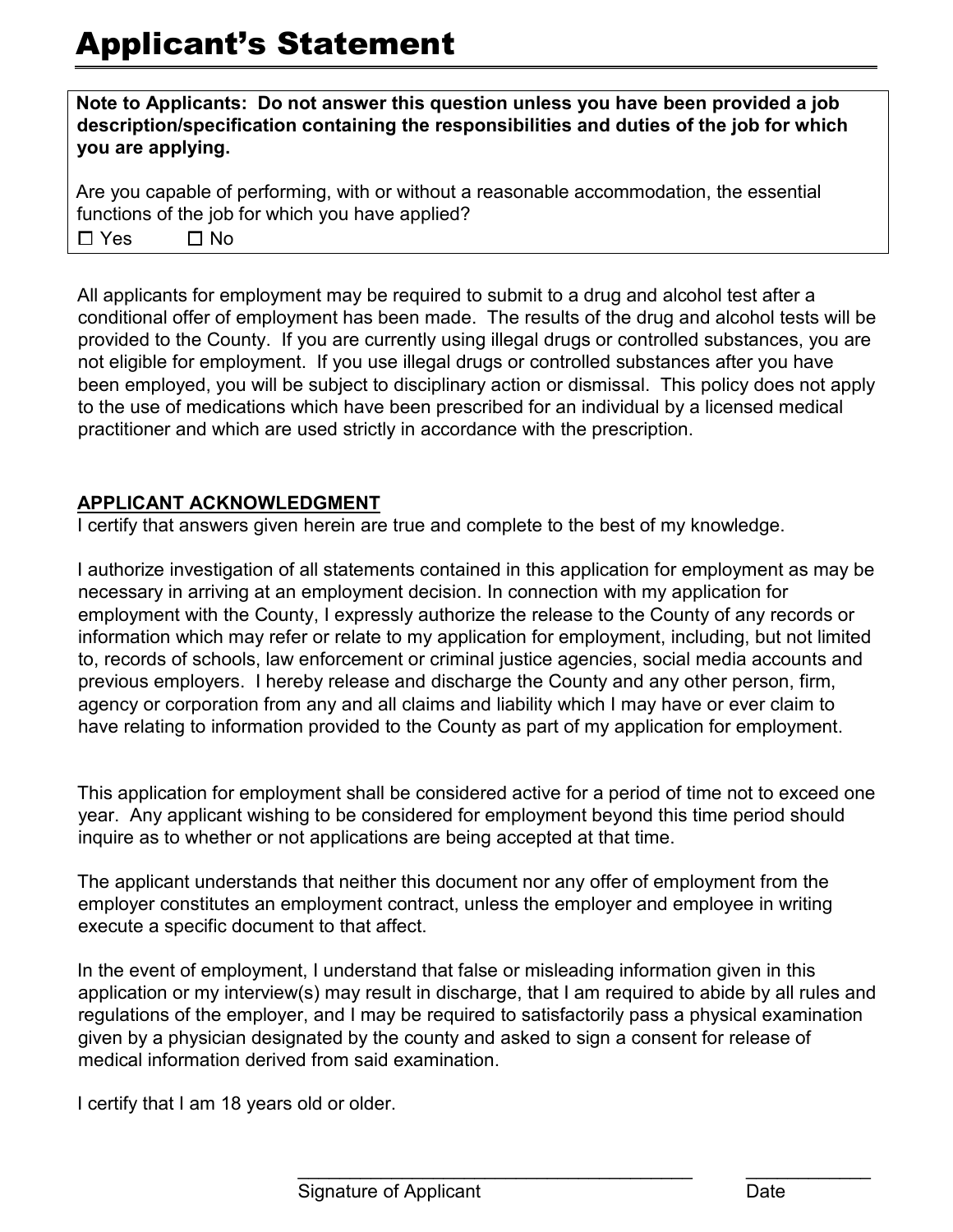# Applicant's Statement

**Note to Applicants: Do not answer this question unless you have been provided a job description/specification containing the responsibilities and duties of the job for which you are applying.**

Are you capable of performing, with or without a reasonable accommodation, the essential functions of the job for which you have applied?

☐ Yes ☐ No

All applicants for employment may be required to submit to a drug and alcohol test after a conditional offer of employment has been made. The results of the drug and alcohol tests will be provided to the County. If you are currently using illegal drugs or controlled substances, you are not eligible for employment. If you use illegal drugs or controlled substances after you have been employed, you will be subject to disciplinary action or dismissal. This policy does not apply to the use of medications which have been prescribed for an individual by a licensed medical practitioner and which are used strictly in accordance with the prescription.

**APPLICANT ACKNOWLEDGMENT**

I certify that answers given herein are true and complete to the best of my knowledge.

I authorize investigation of all statements contained in this application for employment as may be necessary in arriving at an employment decision. In connection with my application for employment with the County, I expressly authorize the release to the County of any records or information which may refer or relate to my application for employment, including, but not limited to, records of schools, law enforcement or criminal justice agencies, social media accounts and previous employers. I hereby release and discharge the County and any other person, firm, agency or corporation from any and all claims and liability which I may have or ever claim to have relating to information provided to the County as part of my application for employment.

This application for employment shall be considered active for a period of time not to exceed one year. Any applicant wishing to be considered for employment beyond this time period should inquire as to whether or not applications are being accepted at that time.

The applicant understands that neither this document nor any offer of employment from the employer constitutes an employment contract, unless the employer and employee in writing execute a specific document to that affect.

In the event of employment, I understand that false or misleading information given in this application or my interview(s) may result in discharge, that I am required to abide by all rules and regulations of the employer, and I may be required to satisfactorily pass a physical examination given by a physician designated by the county and asked to sign a consent for release of medical information derived from said examination.

I certify that I am 18 years old or older.

\_\_\_\_\_\_\_\_\_\_\_\_\_\_\_\_\_\_\_\_\_\_\_\_\_\_\_\_\_\_\_\_\_\_\_\_\_\_\_\_ \_\_\_\_\_\_\_\_\_\_\_\_

Signature of Applicant Date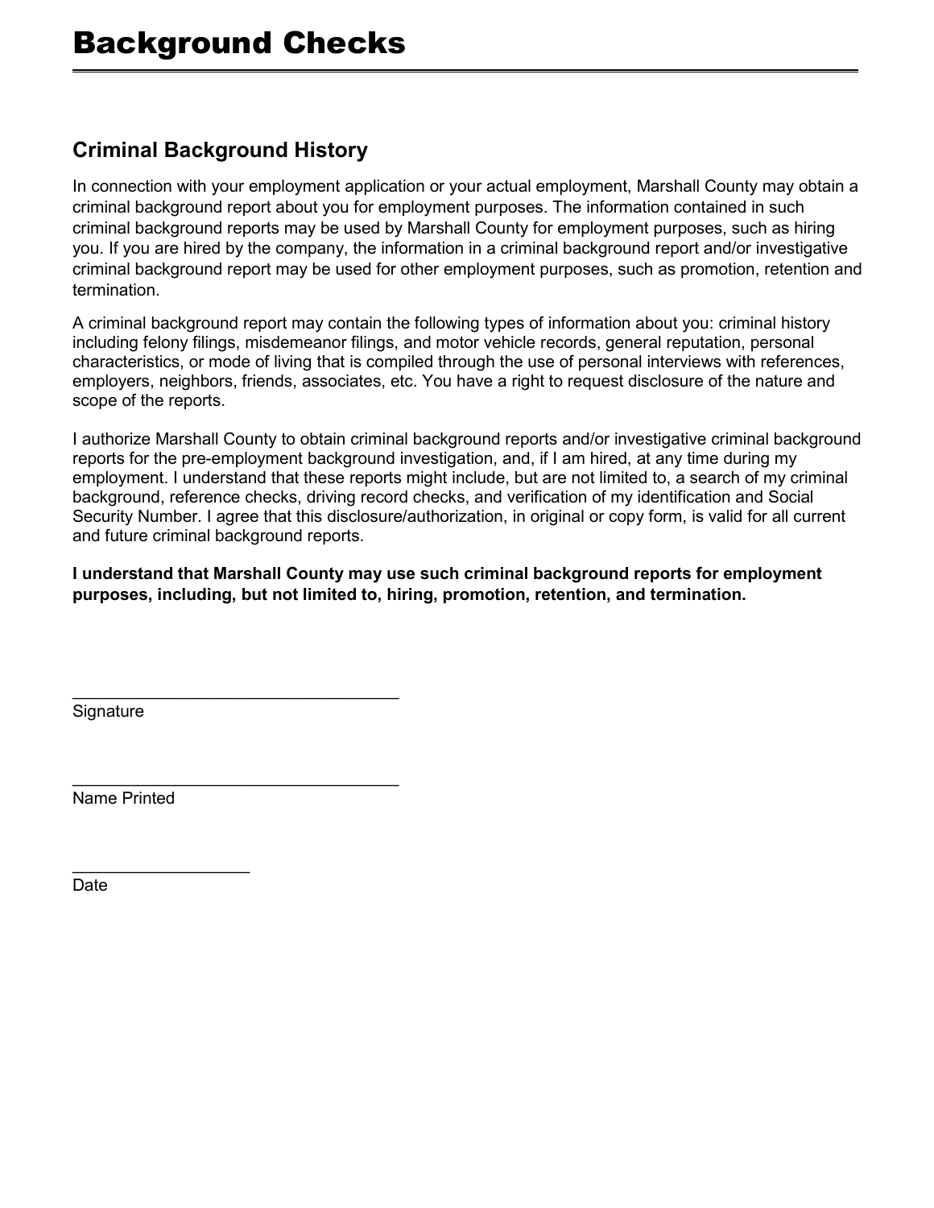# Background Checks

## Criminal Background History

In connection with your employment application or your actual employment, Marshall County may obtain a criminal background report about you for employment purposes. The information contained in such criminal background reports may be used by Marshall County for employment purposes, such as hiring you. If you are hired by the company, the information in a criminal background report and/or investigative criminal background report may be used for other employment purposes, such as promotion, retention and termination.

A criminal background report may contain the following types of information about you: criminal history including felony filings, misdemeanor filings, and motor vehicle records, general reputation, personal characteristics, or mode of living that is compiled through the use of personal interviews with references, employers, neighbors, friends, associates, etc. You have a right to request disclosure of the nature and scope of the reports.

I authorize Marshall County to obtain criminal background reports and/or investigative criminal background reports for the pre-employment background investigation, and, if I am hired, at any time during my employment. I understand that these reports might include, but are not limited to, a search of my criminal background, reference checks, driving record checks, and verification of my identification and Social Security Number. I agree that this disclosure/authorization, in original or copy form, is valid for all current and future criminal background reports.

**I understand that Marshall County may use such criminal background reports for employment purposes, including, but not limited to, hiring, promotion, retention, and termination.**

___________________________________
Signature

___________________________________
Name Printed

___________________
Date